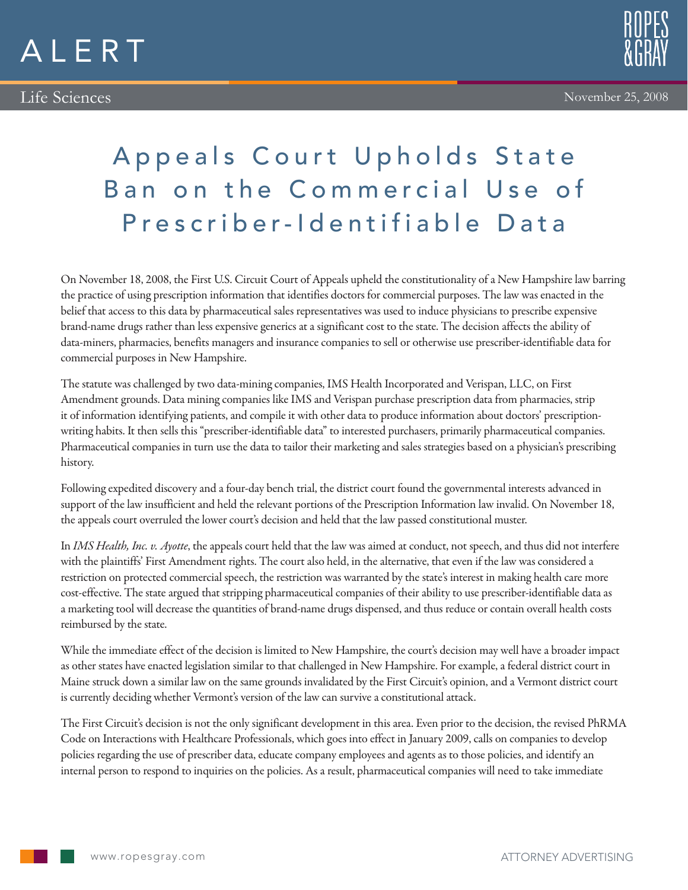# ALERT

Life Sciences

November 25, 2008

# Appeals Court Upholds State Ban on the Commercial Use of Prescriber-Identifiable Data

On November 18, 2008, the First U.S. Circuit Court of Appeals upheld the constitutionality of a New Hampshire law barring the practice of using prescription information that identifies doctors for commercial purposes. The law was enacted in the belief that access to this data by pharmaceutical sales representatives was used to induce physicians to prescribe expensive brand-name drugs rather than less expensive generics at a significant cost to the state. The decision affects the ability of data-miners, pharmacies, benefits managers and insurance companies to sell or otherwise use prescriber-identifiable data for commercial purposes in New Hampshire.

The statute was challenged by two data-mining companies, IMS Health Incorporated and Verispan, LLC, on First Amendment grounds. Data mining companies like IMS and Verispan purchase prescription data from pharmacies, strip it of information identifying patients, and compile it with other data to produce information about doctors' prescription-writing habits. It then sells this "prescriber-identifiable data" to interested purchasers, primarily pharmaceutical companies. Pharmaceutical companies in turn use the data to tailor their marketing and sales strategies based on a physician's prescribing history.

Following expedited discovery and a four-day bench trial, the district court found the governmental interests advanced in support of the law insufficient and held the relevant portions of the Prescription Information law invalid. On November 18, the appeals court overruled the lower court's decision and held that the law passed constitutional muster.

In *IMS Health, Inc. v. Ayotte*, the appeals court held that the law was aimed at conduct, not speech, and thus did not interfere with the plaintiffs' First Amendment rights. The court also held, in the alternative, that even if the law was considered a restriction on protected commercial speech, the restriction was warranted by the state's interest in making health care more cost-effective. The state argued that stripping pharmaceutical companies of their ability to use prescriber-identifiable data as a marketing tool will decrease the quantities of brand-name drugs dispensed, and thus reduce or contain overall health costs reimbursed by the state.

While the immediate effect of the decision is limited to New Hampshire, the court's decision may well have a broader impact as other states have enacted legislation similar to that challenged in New Hampshire. For example, a federal district court in Maine struck down a similar law on the same grounds invalidated by the First Circuit's opinion, and a Vermont district court is currently deciding whether Vermont's version of the law can survive a constitutional attack.

The First Circuit's decision is not the only significant development in this area. Even prior to the decision, the revised PhRMA Code on Interactions with Healthcare Professionals, which goes into effect in January 2009, calls on companies to develop policies regarding the use of prescriber data, educate company employees and agents as to those policies, and identify an internal person to respond to inquiries on the policies. As a result, pharmaceutical companies will need to take immediate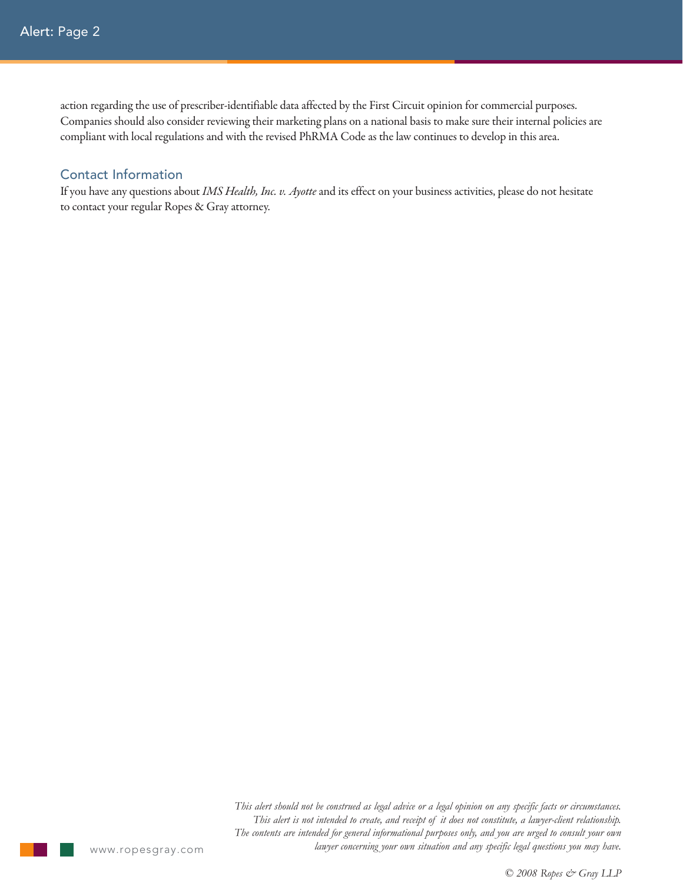action regarding the use of prescriber-identifiable data affected by the First Circuit opinion for commercial purposes. Companies should also consider reviewing their marketing plans on a national basis to make sure their internal policies are compliant with local regulations and with the revised PhRMA Code as the law continues to develop in this area.

## Contact Information

If you have any questions about *IMS Health, Inc. v. Ayotte* and its effect on your business activities, please do not hesitate to contact your regular Ropes & Gray attorney.

*This alert should not be construed as legal advice or a legal opinion on any specific facts or circumstances. This alert is not intended to create, and receipt of it does not constitute, a lawyer-client relationship. The contents are intended for general informational purposes only, and you are urged to consult your own lawyer concerning your own situation and any specific legal questions you may have.*

www.ropesgray.com

*© 2008 Ropes & Gray LLP*